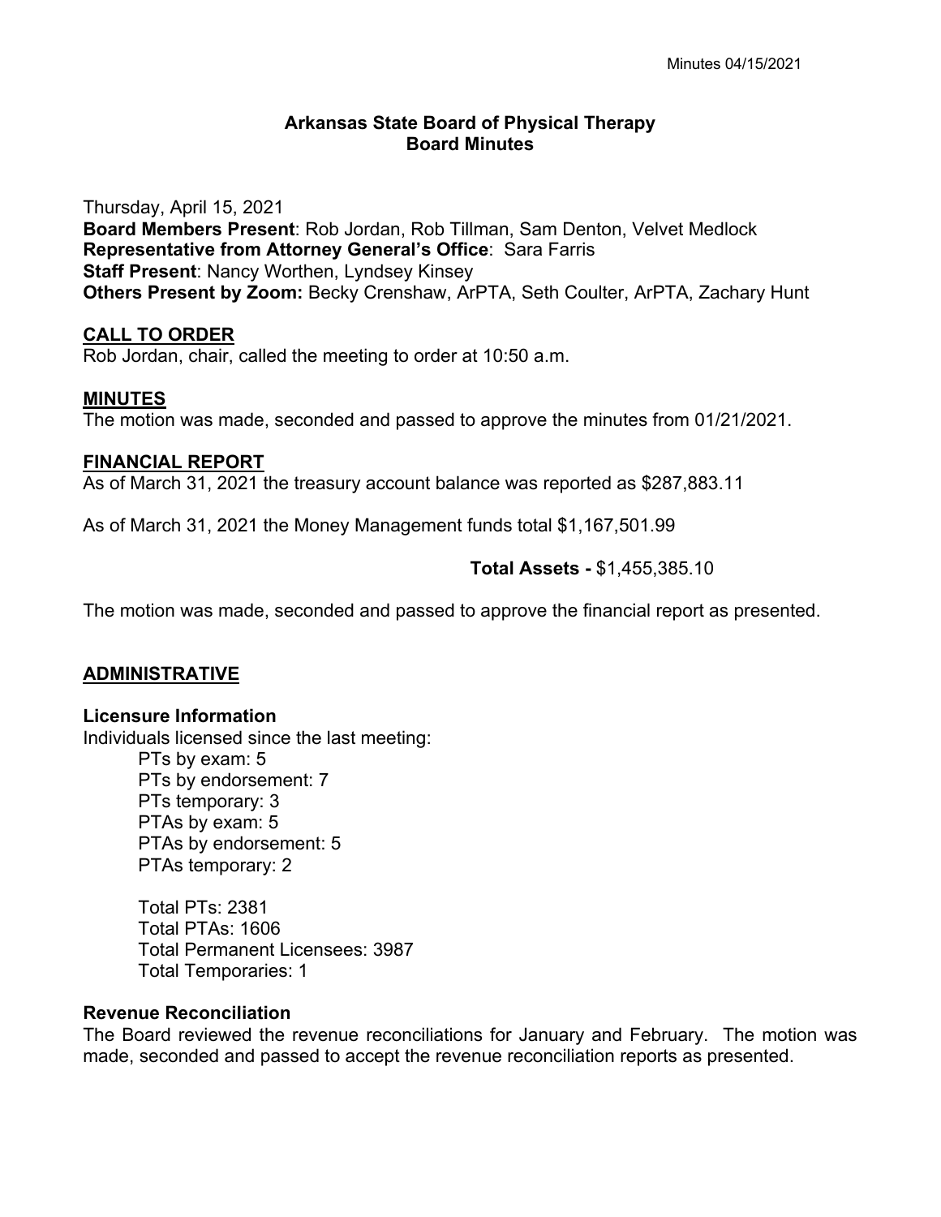# Arkansas State Board of Physical Therapy
## Board Minutes

Thursday, April 15, 2021
**Board Members Present**: Rob Jordan, Rob Tillman, Sam Denton, Velvet Medlock
**Representative from Attorney General's Office**: Sara Farris
**Staff Present**: Nancy Worthen, Lyndsey Kinsey
**Others Present by Zoom:** Becky Crenshaw, ArPTA, Seth Coulter, ArPTA, Zachary Hunt

### CALL TO ORDER

Rob Jordan, chair, called the meeting to order at 10:50 a.m.

### MINUTES

The motion was made, seconded and passed to approve the minutes from 01/21/2021.

### FINANCIAL REPORT

As of March 31, 2021 the treasury account balance was reported as $287,883.11

As of March 31, 2021 the Money Management funds total $1,167,501.99

**Total Assets -** $1,455,385.10

The motion was made, seconded and passed to approve the financial report as presented.

### ADMINISTRATIVE

**Licensure Information**

Individuals licensed since the last meeting:

- PTs by exam: 5
- PTs by endorsement: 7
- PTs temporary: 3
- PTAs by exam: 5
- PTAs by endorsement: 5
- PTAs temporary: 2

- Total PTs: 2381
- Total PTAs: 1606
- Total Permanent Licensees: 3987
- Total Temporaries: 1

**Revenue Reconciliation**

The Board reviewed the revenue reconciliations for January and February. The motion was made, seconded and passed to accept the revenue reconciliation reports as presented.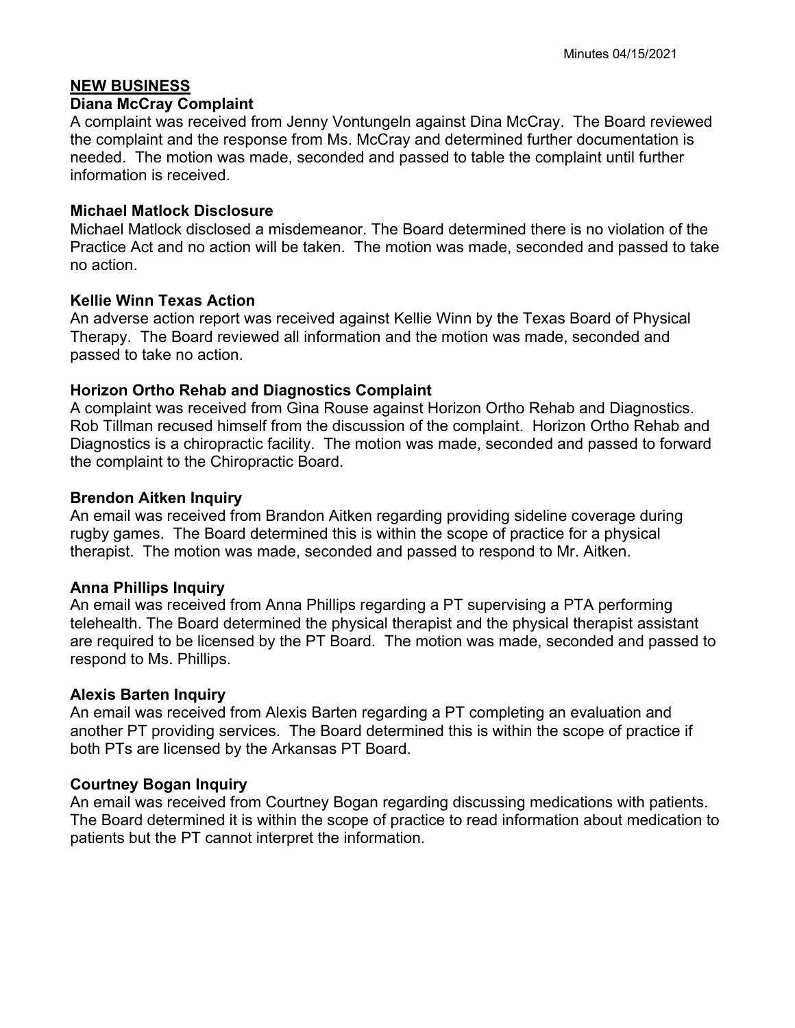## NEW BUSINESS

### Diana McCray Complaint

A complaint was received from Jenny Vontungeln against Dina McCray. The Board reviewed the complaint and the response from Ms. McCray and determined further documentation is needed. The motion was made, seconded and passed to table the complaint until further information is received.

### Michael Matlock Disclosure

Michael Matlock disclosed a misdemeanor. The Board determined there is no violation of the Practice Act and no action will be taken. The motion was made, seconded and passed to take no action.

### Kellie Winn Texas Action

An adverse action report was received against Kellie Winn by the Texas Board of Physical Therapy. The Board reviewed all information and the motion was made, seconded and passed to take no action.

### Horizon Ortho Rehab and Diagnostics Complaint

A complaint was received from Gina Rouse against Horizon Ortho Rehab and Diagnostics. Rob Tillman recused himself from the discussion of the complaint. Horizon Ortho Rehab and Diagnostics is a chiropractic facility. The motion was made, seconded and passed to forward the complaint to the Chiropractic Board.

### Brendon Aitken Inquiry

An email was received from Brandon Aitken regarding providing sideline coverage during rugby games. The Board determined this is within the scope of practice for a physical therapist. The motion was made, seconded and passed to respond to Mr. Aitken.

### Anna Phillips Inquiry

An email was received from Anna Phillips regarding a PT supervising a PTA performing telehealth. The Board determined the physical therapist and the physical therapist assistant are required to be licensed by the PT Board. The motion was made, seconded and passed to respond to Ms. Phillips.

### Alexis Barten Inquiry

An email was received from Alexis Barten regarding a PT completing an evaluation and another PT providing services. The Board determined this is within the scope of practice if both PTs are licensed by the Arkansas PT Board.

### Courtney Bogan Inquiry

An email was received from Courtney Bogan regarding discussing medications with patients. The Board determined it is within the scope of practice to read information about medication to patients but the PT cannot interpret the information.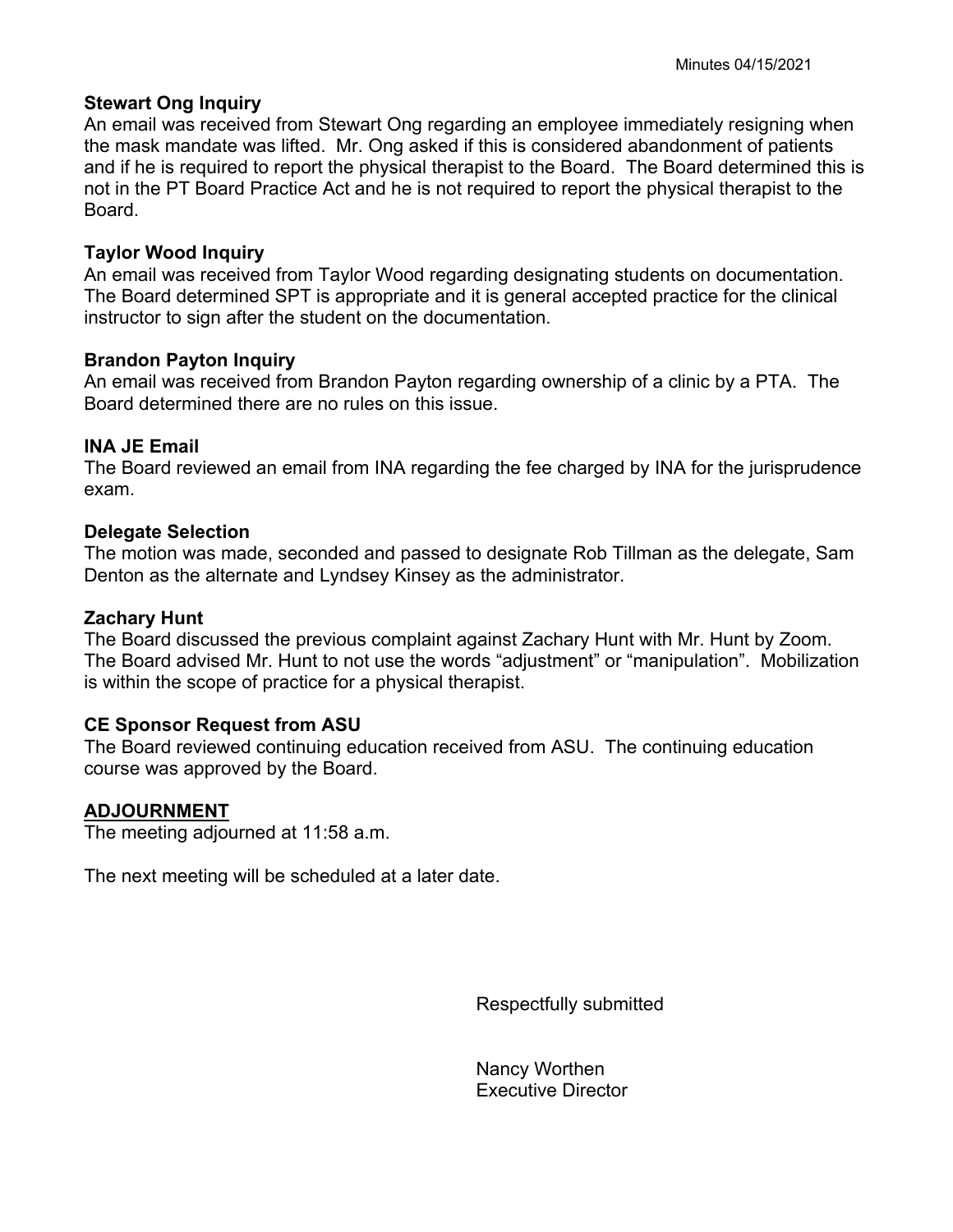**Stewart Ong Inquiry**
An email was received from Stewart Ong regarding an employee immediately resigning when the mask mandate was lifted. Mr. Ong asked if this is considered abandonment of patients and if he is required to report the physical therapist to the Board. The Board determined this is not in the PT Board Practice Act and he is not required to report the physical therapist to the Board.

**Taylor Wood Inquiry**
An email was received from Taylor Wood regarding designating students on documentation. The Board determined SPT is appropriate and it is general accepted practice for the clinical instructor to sign after the student on the documentation.

**Brandon Payton Inquiry**
An email was received from Brandon Payton regarding ownership of a clinic by a PTA. The Board determined there are no rules on this issue.

**INA JE Email**
The Board reviewed an email from INA regarding the fee charged by INA for the jurisprudence exam.

**Delegate Selection**
The motion was made, seconded and passed to designate Rob Tillman as the delegate, Sam Denton as the alternate and Lyndsey Kinsey as the administrator.

**Zachary Hunt**
The Board discussed the previous complaint against Zachary Hunt with Mr. Hunt by Zoom. The Board advised Mr. Hunt to not use the words "adjustment" or "manipulation". Mobilization is within the scope of practice for a physical therapist.

**CE Sponsor Request from ASU**
The Board reviewed continuing education received from ASU. The continuing education course was approved by the Board.

**ADJOURNMENT**
The meeting adjourned at 11:58 a.m.

The next meeting will be scheduled at a later date.

Respectfully submitted

Nancy Worthen
Executive Director